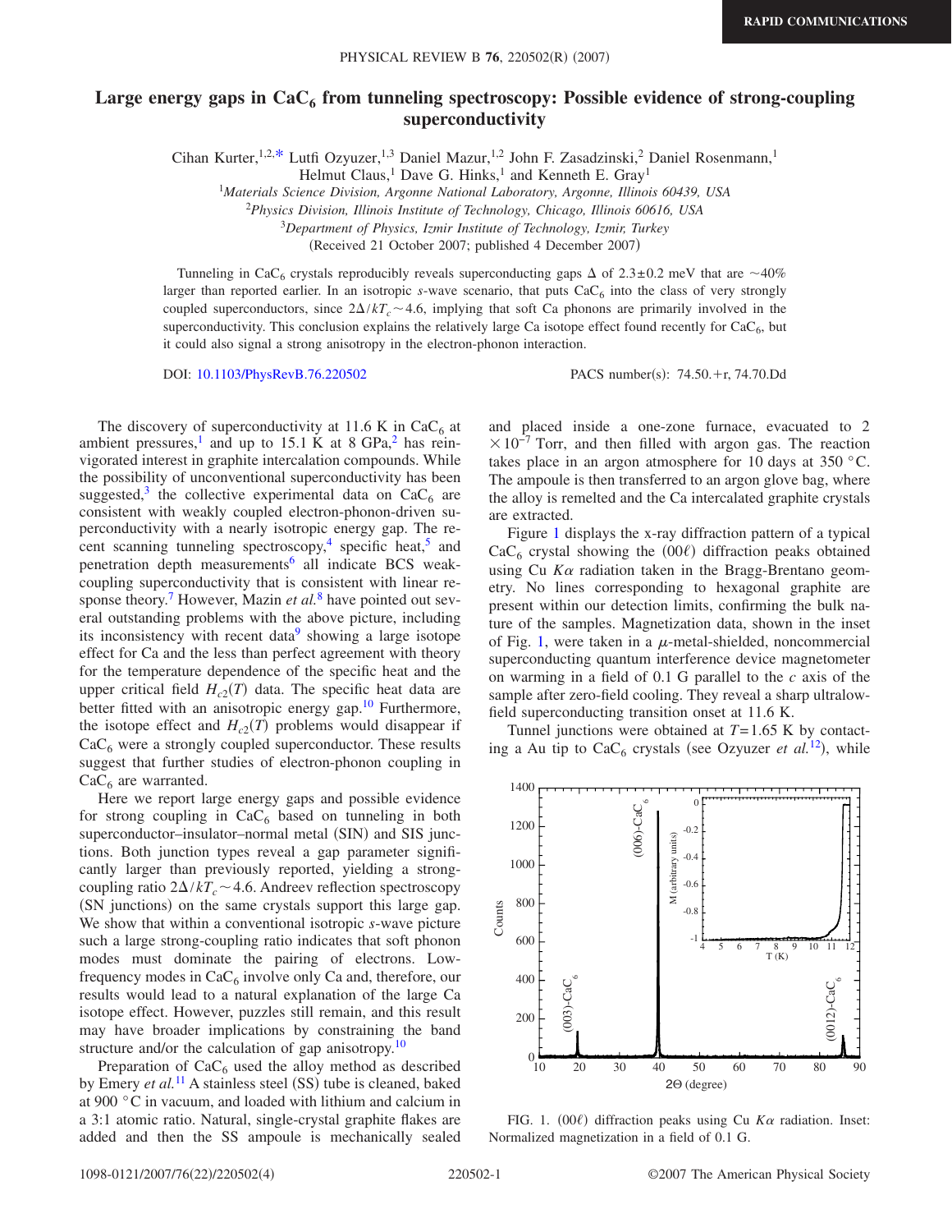# Large energy gaps in $CaC_6$ from tunneling spectroscopy: Possible evidence of strong-coupling superconductivity

Cihan Kurter,[1,2,*] Lutfi Ozyuzer,[1,3] Daniel Mazur,[1,2] John F. Zasadzinski,[2] Daniel Rosenmann,[1] Helmut Claus,[1] Dave G. Hinks,[1] and Kenneth E. Gray[1]

[1]*Materials Science Division, Argonne National Laboratory, Argonne, Illinois 60439, USA*
[2]*Physics Division, Illinois Institute of Technology, Chicago, Illinois 60616, USA*
[3]*Department of Physics, Izmir Institute of Technology, Izmir, Turkey*

(Received 21 October 2007; published 4 December 2007)

Tunneling in $CaC_6$ crystals reproducibly reveals superconducting gaps $\Delta$ of $2.3\pm0.2$ meV that are ~40% larger than reported earlier. In an isotropic *s*-wave scenario, that puts $CaC_6$ into the class of very strongly coupled superconductors, since $2\Delta/kT_c\sim4.6$, implying that soft Ca phonons are primarily involved in the superconductivity. This conclusion explains the relatively large Ca isotope effect found recently for $CaC_6$, but it could also signal a strong anisotropy in the electron-phonon interaction.

DOI: 10.1103/PhysRevB.76.220502 PACS number(s): 74.50.+r, 74.70.Dd

The discovery of superconductivity at 11.6 K in $CaC_6$ at ambient pressures,[1] and up to 15.1 K at 8 GPa,[2] has reinvigorated interest in graphite intercalation compounds. While the possibility of unconventional superconductivity has been suggested,[3] the collective experimental data on $CaC_6$ are consistent with weakly coupled electron-phonon-driven superconductivity with a nearly isotropic energy gap. The recent scanning tunneling spectroscopy,[4] specific heat,[5] and penetration depth measurements[6] all indicate BCS weak-coupling superconductivity that is consistent with linear response theory.[7] However, Mazin *et al.*[8] have pointed out several outstanding problems with the above picture, including its inconsistency with recent data[9] showing a large isotope effect for Ca and the less than perfect agreement with theory for the temperature dependence of the specific heat and the upper critical field $H_{c2}(T)$ data. The specific heat data are better fitted with an anisotropic energy gap.[10] Furthermore, the isotope effect and $H_{c2}(T)$ problems would disappear if $CaC_6$ were a strongly coupled superconductor. These results suggest that further studies of electron-phonon coupling in $CaC_6$ are warranted.

Here we report large energy gaps and possible evidence for strong coupling in $CaC_6$ based on tunneling in both superconductor–insulator–normal metal (SIN) and SIS junctions. Both junction types reveal a gap parameter significantly larger than previously reported, yielding a strong-coupling ratio $2\Delta/kT_c\sim4.6$. Andreev reflection spectroscopy (SN junctions) on the same crystals support this large gap. We show that within a conventional isotropic *s*-wave picture such a large strong-coupling ratio indicates that soft phonon modes must dominate the pairing of electrons. Low-frequency modes in $CaC_6$ involve only Ca and, therefore, our results would lead to a natural explanation of the large Ca isotope effect. However, puzzles still remain, and this result may have broader implications by constraining the band structure and/or the calculation of gap anisotropy.[10]

Preparation of $CaC_6$ used the alloy method as described by Emery *et al.*[11] A stainless steel (SS) tube is cleaned, baked at 900 °C in vacuum, and loaded with lithium and calcium in a 3:1 atomic ratio. Natural, single-crystal graphite flakes are added and then the SS ampoule is mechanically sealed and placed inside a one-zone furnace, evacuated to $2\times10^{-7}$ Torr, and then filled with argon gas. The reaction takes place in an argon atmosphere for 10 days at 350 °C. The ampoule is then transferred to an argon glove bag, where the alloy is remelted and the Ca intercalated graphite crystals are extracted.

Figure 1 displays the x-ray diffraction pattern of a typical $CaC_6$ crystal showing the $(00\ell)$ diffraction peaks obtained using Cu $K\alpha$ radiation taken in the Bragg-Brentano geometry. No lines corresponding to hexagonal graphite are present within our detection limits, confirming the bulk nature of the samples. Magnetization data, shown in the inset of Fig. 1, were taken in a $\mu$-metal-shielded, noncommercial superconducting quantum interference device magnetometer on warming in a field of 0.1 G parallel to the *c* axis of the sample after zero-field cooling. They reveal a sharp ultralow-field superconducting transition onset at 11.6 K.

Tunnel junctions were obtained at $T=1.65$ K by contacting a Au tip to $CaC_6$ crystals (see Ozyuzer *et al.*[12]), while

FIG. 1. $(00\ell)$ diffraction peaks using Cu $K\alpha$ radiation. Inset: Normalized magnetization in a field of 0.1 G.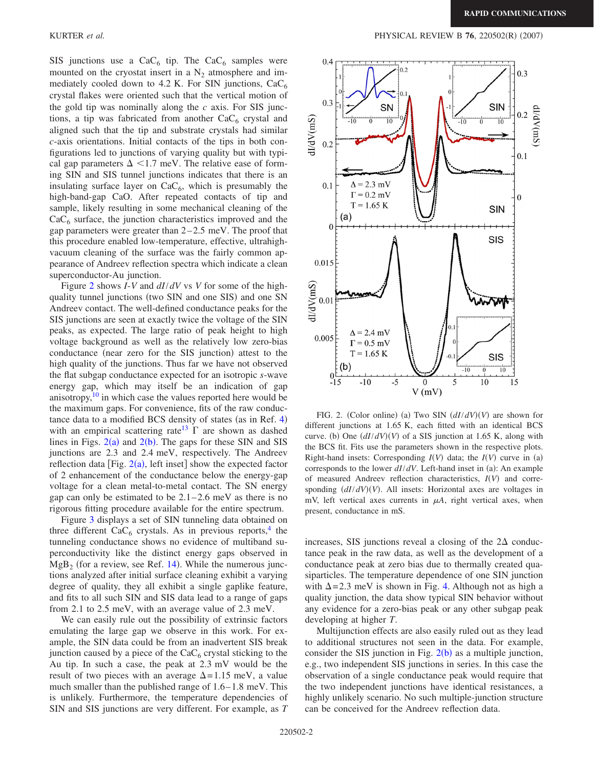SIS junctions use a $CaC_6$ tip. The $CaC_6$ samples were mounted on the cryostat insert in a $N_2$ atmosphere and immediately cooled down to 4.2 K. For SIN junctions, $CaC_6$ crystal flakes were oriented such that the vertical motion of the gold tip was nominally along the $c$ axis. For SIS junctions, a tip was fabricated from another $CaC_6$ crystal and aligned such that the tip and substrate crystals had similar $c$-axis orientations. Initial contacts of the tips in both configurations led to junctions of varying quality but with typical gap parameters $\Delta < 1.7$ meV. The relative ease of forming SIN and SIS tunnel junctions indicates that there is an insulating surface layer on $CaC_6$, which is presumably the high-band-gap CaO. After repeated contacts of tip and sample, likely resulting in some mechanical cleaning of the $CaC_6$ surface, the junction characteristics improved and the gap parameters were greater than 2–2.5 meV. The proof that this procedure enabled low-temperature, effective, ultrahigh-vacuum cleaning of the surface was the fairly common appearance of Andreev reflection spectra which indicate a clean superconductor-Au junction.

Figure 2 shows $I$-$V$ and $dI/dV$ vs $V$ for some of the high-quality tunnel junctions (two SIN and one SIS) and one SN Andreev contact. The well-defined conductance peaks for the SIS junctions are seen at exactly twice the voltage of the SIN peaks, as expected. The large ratio of peak height to high voltage background as well as the relatively low zero-bias conductance (near zero for the SIS junction) attest to the high quality of the junctions. Thus far we have not observed the flat subgap conductance expected for an isotropic $s$-wave energy gap, which may itself be an indication of gap anisotropy,[10] in which case the values reported here would be the maximum gaps. For convenience, fits of the raw conductance data to a modified BCS density of states (as in Ref. 4) with an empirical scattering rate[13] $\Gamma$ are shown as dashed lines in Figs. 2(a) and 2(b). The gaps for these SIN and SIS junctions are 2.3 and 2.4 meV, respectively. The Andreev reflection data [Fig. 2(a), left inset] show the expected factor of 2 enhancement of the conductance below the energy-gap voltage for a clean metal-to-metal contact. The SN energy gap can only be estimated to be 2.1–2.6 meV as there is no rigorous fitting procedure available for the entire spectrum.

Figure 3 displays a set of SIN tunneling data obtained on three different $CaC_6$ crystals. As in previous reports,[4] the tunneling conductance shows no evidence of multiband superconductivity like the distinct energy gaps observed in $MgB_2$ (for a review, see Ref. 14). While the numerous junctions analyzed after initial surface cleaning exhibit a varying degree of quality, they all exhibit a single gaplike feature, and fits to all such SIN and SIS data lead to a range of gaps from 2.1 to 2.5 meV, with an average value of 2.3 meV.

We can easily rule out the possibility of extrinsic factors emulating the large gap we observe in this work. For example, the SIN data could be from an inadvertent SIS break junction caused by a piece of the $CaC_6$ crystal sticking to the Au tip. In such a case, the peak at 2.3 mV would be the result of two pieces with an average $\Delta = 1.15$ meV, a value much smaller than the published range of 1.6–1.8 meV. This is unlikely. Furthermore, the temperature dependencies of SIN and SIS junctions are very different. For example, as $T$ increases, SIS junctions reveal a closing of the $2\Delta$ conductance peak in the raw data, as well as the development of a conductance peak at zero bias due to thermally created quasiparticles. The temperature dependence of one SIN junction with $\Delta = 2.3$ meV is shown in Fig. 4. Although not as high a quality junction, the data show typical SIN behavior without any evidence for a zero-bias peak or any other subgap peak developing at higher $T$.

Multijunction effects are also easily ruled out as they lead to additional structures not seen in the data. For example, consider the SIS junction in Fig. 2(b) as a multiple junction, e.g., two independent SIS junctions in series. In this case the observation of a single conductance peak would require that the two independent junctions have identical resistances, a highly unlikely scenario. No such multiple-junction structure can be conceived for the Andreev reflection data.

FIG. 2. (Color online) (a) Two SIN $(dI/dV)(V)$ are shown for different junctions at 1.65 K, each fitted with an identical BCS curve. (b) One $(dI/dV)(V)$ of a SIS junction at 1.65 K, along with the BCS fit. Fits use the parameters shown in the respective plots. Right-hand insets: Corresponding $I(V)$ data; the $I(V)$ curve in (a) corresponds to the lower $dI/dV$. Left-hand inset in (a): An example of measured Andreev reflection characteristics, $I(V)$ and corresponding $(dI/dV)(V)$. All insets: Horizontal axes are voltages in mV, left vertical axes currents in $\mu A$, right vertical axes, when present, conductance in mS.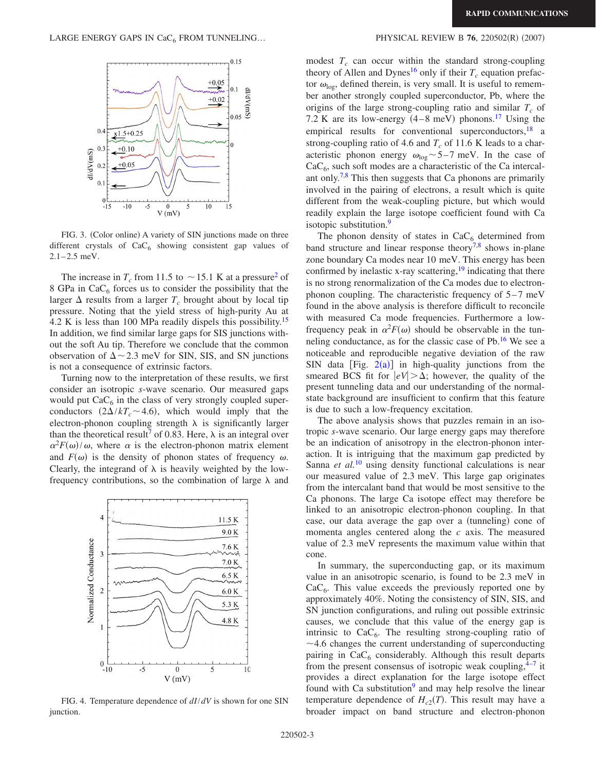FIG. 3. (Color online) A variety of SIN junctions made on three different crystals of $CaC_6$ showing consistent gap values of 2.1–2.5 meV.

The increase in $T_c$ from 11.5 to ~15.1 K at a pressure[2] of 8 GPa in $CaC_6$ forces us to consider the possibility that the larger $\Delta$ results from a larger $T_c$ brought about by local tip pressure. Noting that the yield stress of high-purity Au at 4.2 K is less than 100 MPa readily dispels this possibility.[15] In addition, we find similar large gaps for SIS junctions without the soft Au tip. Therefore we conclude that the common observation of $\Delta \sim 2.3$ meV for SIN, SIS, and SN junctions is not a consequence of extrinsic factors.

Turning now to the interpretation of these results, we first consider an isotropic *s*-wave scenario. Our measured gaps would put $CaC_6$ in the class of very strongly coupled superconductors ($2\Delta/kT_c \sim 4.6$), which would imply that the electron-phonon coupling strength $\lambda$ is significantly larger than the theoretical result[7] of 0.83. Here, $\lambda$ is an integral over $\alpha^2 F(\omega)/\omega$, where $\alpha$ is the electron-phonon matrix element and $F(\omega)$ is the density of phonon states of frequency $\omega$. Clearly, the integrand of $\lambda$ is heavily weighted by the low-frequency contributions, so the combination of large $\lambda$ and modest $T_c$ can occur within the standard strong-coupling theory of Allen and Dynes[16] only if their $T_c$ equation prefactor $\omega_{\log}$, defined therein, is very small. It is useful to remember another strongly coupled superconductor, Pb, where the origins of the large strong-coupling ratio and similar $T_c$ of 7.2 K are its low-energy (4–8 meV) phonons.[17] Using the empirical results for conventional superconductors,[18] a strong-coupling ratio of 4.6 and $T_c$ of 11.6 K leads to a characteristic phonon energy $\omega_{\log} \sim 5$–7 meV. In the case of $CaC_6$, such soft modes are a characteristic of the Ca intercalant only.[7,8] This then suggests that Ca phonons are primarily involved in the pairing of electrons, a result which is quite different from the weak-coupling picture, but which would readily explain the large isotope coefficient found with Ca isotopic substitution.[9]

FIG. 4. Temperature dependence of $dI/dV$ is shown for one SIN junction.

The phonon density of states in $CaC_6$ determined from band structure and linear response theory[7,8] shows in-plane zone boundary Ca modes near 10 meV. This energy has been confirmed by inelastic x-ray scattering,[19] indicating that there is no strong renormalization of the Ca modes due to electron-phonon coupling. The characteristic frequency of 5–7 meV found in the above analysis is therefore difficult to reconcile with measured Ca mode frequencies. Furthermore a low-frequency peak in $\alpha^2 F(\omega)$ should be observable in the tunneling conductance, as for the classic case of Pb.[16] We see a noticeable and reproducible negative deviation of the raw SIN data [Fig. 2(a)] in high-quality junctions from the smeared BCS fit for $|eV| > \Delta$; however, the quality of the present tunneling data and our understanding of the normal-state background are insufficient to confirm that this feature is due to such a low-frequency excitation.

The above analysis shows that puzzles remain in an isotropic *s*-wave scenario. Our large energy gaps may therefore be an indication of anisotropy in the electron-phonon interaction. It is intriguing that the maximum gap predicted by Sanna *et al.*[10] using density functional calculations is near our measured value of 2.3 meV. This large gap originates from the intercalant band that would be most sensitive to the Ca phonons. The large Ca isotope effect may therefore be linked to an anisotropic electron-phonon coupling. In that case, our data average the gap over a (tunneling) cone of momenta angles centered along the *c* axis. The measured value of 2.3 meV represents the maximum value within that cone.

In summary, the superconducting gap, or its maximum value in an anisotropic scenario, is found to be 2.3 meV in $CaC_6$. This value exceeds the previously reported one by approximately 40%. Noting the consistency of SIN, SIS, and SN junction configurations, and ruling out possible extrinsic causes, we conclude that this value of the energy gap is intrinsic to $CaC_6$. The resulting strong-coupling ratio of ~4.6 changes the current understanding of superconducting pairing in $CaC_6$ considerably. Although this result departs from the present consensus of isotropic weak coupling,[4–7] it provides a direct explanation for the large isotope effect found with Ca substitution[9] and may help resolve the linear temperature dependence of $H_{c2}(T)$. This result may have a broader impact on band structure and electron-phonon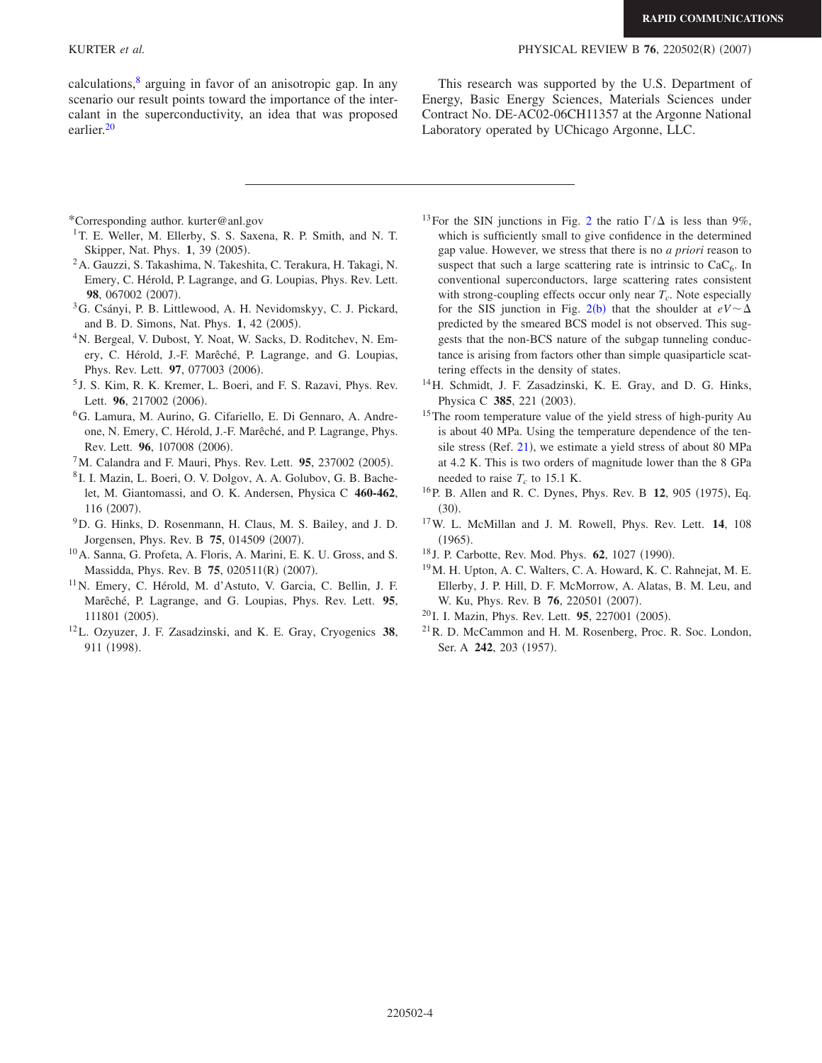calculations,[8] arguing in favor of an anisotropic gap. In any scenario our result points toward the importance of the intercalant in the superconductivity, an idea that was proposed earlier.[20]

This research was supported by the U.S. Department of Energy, Basic Energy Sciences, Materials Sciences under Contract No. DE-AC02-06CH11357 at the Argonne National Laboratory operated by UChicago Argonne, LLC.

---

*Corresponding author. kurter@anl.gov

[1] T. E. Weller, M. Ellerby, S. S. Saxena, R. P. Smith, and N. T. Skipper, Nat. Phys. **1**, 39 (2005).

[2] A. Gauzzi, S. Takashima, N. Takeshita, C. Terakura, H. Takagi, N. Emery, C. Hérold, P. Lagrange, and G. Loupias, Phys. Rev. Lett. **98**, 067002 (2007).

[3] G. Csányi, P. B. Littlewood, A. H. Nevidomskyy, C. J. Pickard, and B. D. Simons, Nat. Phys. **1**, 42 (2005).

[4] N. Bergeal, V. Dubost, Y. Noat, W. Sacks, D. Roditchev, N. Emery, C. Hérold, J.-F. Marêché, P. Lagrange, and G. Loupias, Phys. Rev. Lett. **97**, 077003 (2006).

[5] J. S. Kim, R. K. Kremer, L. Boeri, and F. S. Razavi, Phys. Rev. Lett. **96**, 217002 (2006).

[6] G. Lamura, M. Aurino, G. Cifariello, E. Di Gennaro, A. Andreone, N. Emery, C. Hérold, J.-F. Marêché, and P. Lagrange, Phys. Rev. Lett. **96**, 107008 (2006).

[7] M. Calandra and F. Mauri, Phys. Rev. Lett. **95**, 237002 (2005).

[8] I. I. Mazin, L. Boeri, O. V. Dolgov, A. A. Golubov, G. B. Bachelet, M. Giantomassi, and O. K. Andersen, Physica C **460-462**, 116 (2007).

[9] D. G. Hinks, D. Rosenmann, H. Claus, M. S. Bailey, and J. D. Jorgensen, Phys. Rev. B **75**, 014509 (2007).

[10] A. Sanna, G. Profeta, A. Floris, A. Marini, E. K. U. Gross, and S. Massidda, Phys. Rev. B **75**, 020511(R) (2007).

[11] N. Emery, C. Hérold, M. d'Astuto, V. Garcia, C. Bellin, J. F. Marêché, P. Lagrange, and G. Loupias, Phys. Rev. Lett. **95**, 111801 (2005).

[12] L. Ozyuzer, J. F. Zasadzinski, and K. E. Gray, Cryogenics **38**, 911 (1998).

[13] For the SIN junctions in Fig. 2 the ratio $\Gamma/\Delta$ is less than 9%, which is sufficiently small to give confidence in the determined gap value. However, we stress that there is no *a priori* reason to suspect that such a large scattering rate is intrinsic to $CaC_6$. In conventional superconductors, large scattering rates consistent with strong-coupling effects occur only near $T_c$. Note especially for the SIS junction in Fig. 2(b) that the shoulder at $eV \sim \Delta$ predicted by the smeared BCS model is not observed. This suggests that the non-BCS nature of the subgap tunneling conductance is arising from factors other than simple quasiparticle scattering effects in the density of states.

[14] H. Schmidt, J. F. Zasadzinski, K. E. Gray, and D. G. Hinks, Physica C **385**, 221 (2003).

[15] The room temperature value of the yield stress of high-purity Au is about 40 MPa. Using the temperature dependence of the tensile stress (Ref. 21), we estimate a yield stress of about 80 MPa at 4.2 K. This is two orders of magnitude lower than the 8 GPa needed to raise $T_c$ to 15.1 K.

[16] P. B. Allen and R. C. Dynes, Phys. Rev. B **12**, 905 (1975), Eq. (30).

[17] W. L. McMillan and J. M. Rowell, Phys. Rev. Lett. **14**, 108 (1965).

[18] J. P. Carbotte, Rev. Mod. Phys. **62**, 1027 (1990).

[19] M. H. Upton, A. C. Walters, C. A. Howard, K. C. Rahnejat, M. E. Ellerby, J. P. Hill, D. F. McMorrow, A. Alatas, B. M. Leu, and W. Ku, Phys. Rev. B **76**, 220501 (2007).

[20] I. I. Mazin, Phys. Rev. Lett. **95**, 227001 (2005).

[21] R. D. McCammon and H. M. Rosenberg, Proc. R. Soc. London, Ser. A **242**, 203 (1957).